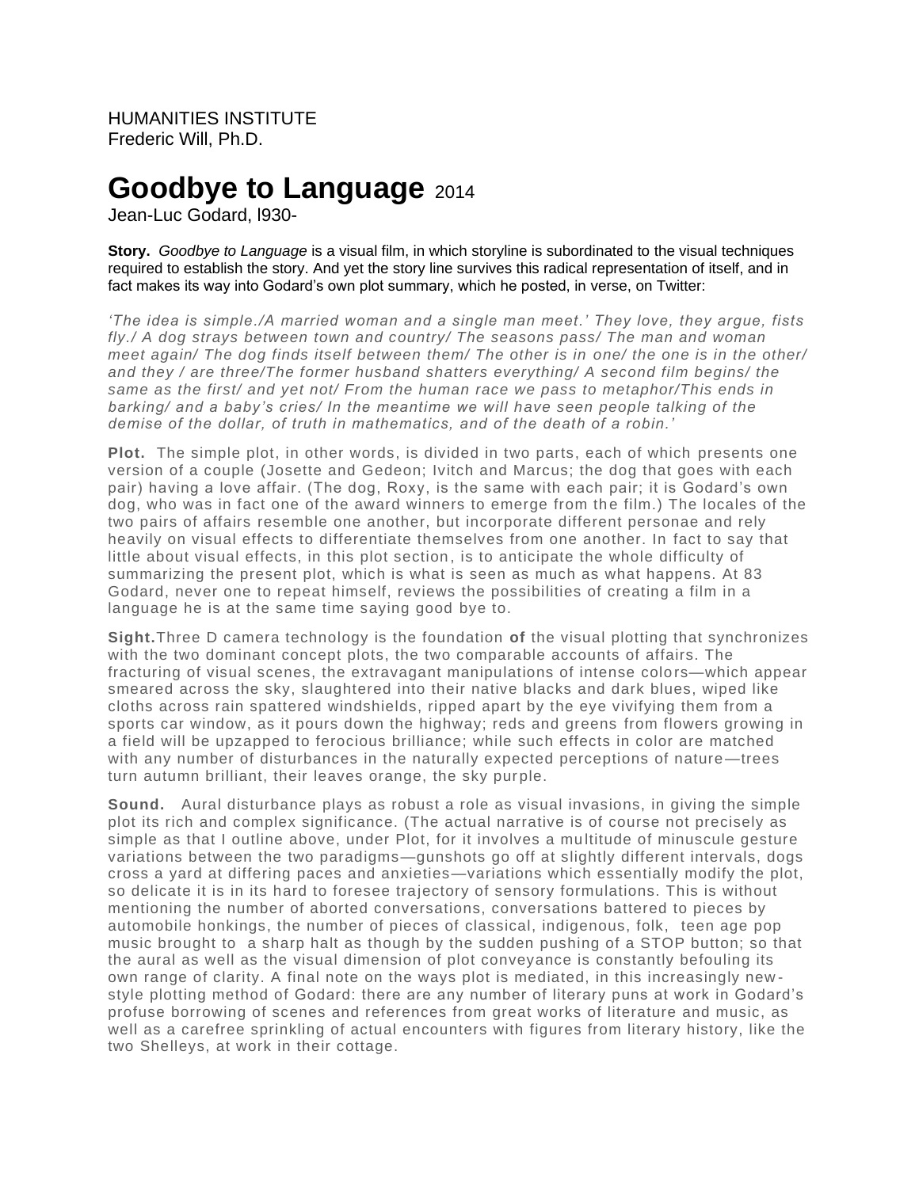HUMANITIES INSTITUTE
Frederic Will, Ph.D.

# Goodbye to Language 2014

Jean-Luc Godard, l930-

**Story.** *Goodbye to Language* is a visual film, in which storyline is subordinated to the visual techniques required to establish the story. And yet the story line survives this radical representation of itself, and in fact makes its way into Godard's own plot summary, which he posted, in verse, on Twitter:

*'The idea is simple./A married woman and a single man meet.' They love, they argue, fists fly./ A dog strays between town and country/ The seasons pass/ The man and woman meet again/ The dog finds itself between them/ The other is in one/ the one is in the other/ and they / are three/The former husband shatters everything/ A second film begins/ the same as the first/ and yet not/ From the human race we pass to metaphor/This ends in barking/ and a baby's cries/ In the meantime we will have seen people talking of the demise of the dollar, of truth in mathematics, and of the death of a robin.'*

**Plot.** The simple plot, in other words, is divided in two parts, each of which presents one version of a couple (Josette and Gedeon; Ivitch and Marcus; the dog that goes with each pair) having a love affair. (The dog, Roxy, is the same with each pair; it is Godard's own dog, who was in fact one of the award winners to emerge from the film.) The locales of the two pairs of affairs resemble one another, but incorporate different personae and rely heavily on visual effects to differentiate themselves from one another. In fact to say that little about visual effects, in this plot section, is to anticipate the whole difficulty of summarizing the present plot, which is what is seen as much as what happens. At 83 Godard, never one to repeat himself, reviews the possibilities of creating a film in a language he is at the same time saying good bye to.

**Sight.**Three D camera technology is the foundation **of** the visual plotting that synchronizes with the two dominant concept plots, the two comparable accounts of affairs. The fracturing of visual scenes, the extravagant manipulations of intense colors—which appear smeared across the sky, slaughtered into their native blacks and dark blues, wiped like cloths across rain spattered windshields, ripped apart by the eye vivifying them from a sports car window, as it pours down the highway; reds and greens from flowers growing in a field will be upzapped to ferocious brilliance; while such effects in color are matched with any number of disturbances in the naturally expected perceptions of nature—trees turn autumn brilliant, their leaves orange, the sky purple.

**Sound.** Aural disturbance plays as robust a role as visual invasions, in giving the simple plot its rich and complex significance. (The actual narrative is of course not precisely as simple as that I outline above, under Plot, for it involves a multitude of minuscule gesture variations between the two paradigms—gunshots go off at slightly different intervals, dogs cross a yard at differing paces and anxieties—variations which essentially modify the plot, so delicate it is in its hard to foresee trajectory of sensory formulations. This is without mentioning the number of aborted conversations, conversations battered to pieces by automobile honkings, the number of pieces of classical, indigenous, folk, teen age pop music brought to a sharp halt as though by the sudden pushing of a STOP button; so that the aural as well as the visual dimension of plot conveyance is constantly befouling its own range of clarity. A final note on the ways plot is mediated, in this increasingly new-style plotting method of Godard: there are any number of literary puns at work in Godard's profuse borrowing of scenes and references from great works of literature and music, as well as a carefree sprinkling of actual encounters with figures from literary history, like the two Shelleys, at work in their cottage.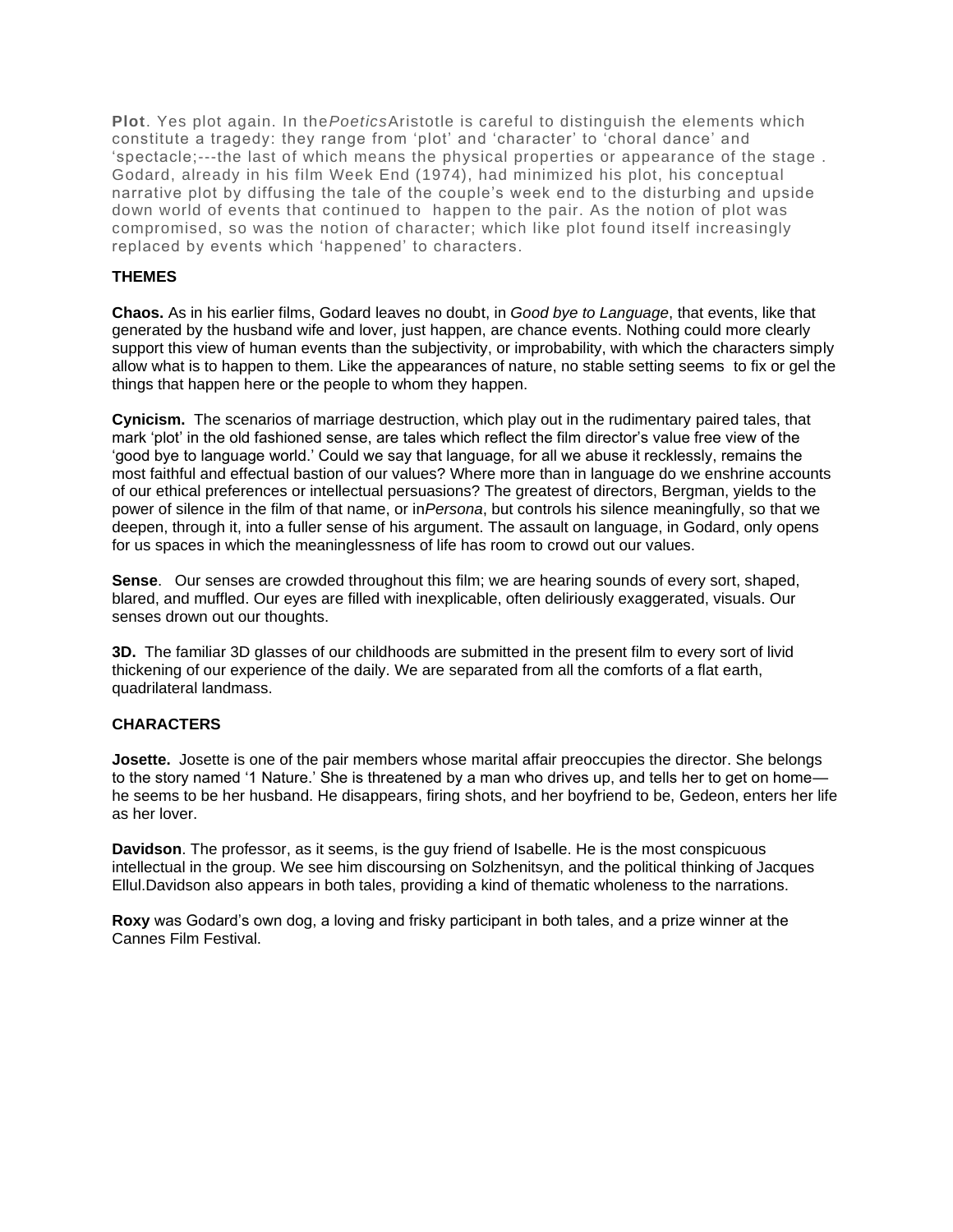**Plot**. Yes plot again. In the *Poetics* Aristotle is careful to distinguish the elements which constitute a tragedy: they range from 'plot' and 'character' to 'choral dance' and 'spectacle;---the last of which means the physical properties or appearance of the stage . Godard, already in his film Week End (1974), had minimized his plot, his conceptual narrative plot by diffusing the tale of the couple's week end to the disturbing and upside down world of events that continued to happen to the pair. As the notion of plot was compromised, so was the notion of character; which like plot found itself increasingly replaced by events which 'happened' to characters.

**THEMES**

**Chaos.** As in his earlier films, Godard leaves no doubt, in *Good bye to Language*, that events, like that generated by the husband wife and lover, just happen, are chance events. Nothing could more clearly support this view of human events than the subjectivity, or improbability, with which the characters simply allow what is to happen to them. Like the appearances of nature, no stable setting seems to fix or gel the things that happen here or the people to whom they happen.

**Cynicism.** The scenarios of marriage destruction, which play out in the rudimentary paired tales, that mark 'plot' in the old fashioned sense, are tales which reflect the film director's value free view of the 'good bye to language world.' Could we say that language, for all we abuse it recklessly, remains the most faithful and effectual bastion of our values? Where more than in language do we enshrine accounts of our ethical preferences or intellectual persuasions? The greatest of directors, Bergman, yields to the power of silence in the film of that name, or in *Persona*, but controls his silence meaningfully, so that we deepen, through it, into a fuller sense of his argument. The assault on language, in Godard, only opens for us spaces in which the meaninglessness of life has room to crowd out our values.

**Sense**. Our senses are crowded throughout this film; we are hearing sounds of every sort, shaped, blared, and muffled. Our eyes are filled with inexplicable, often deliriously exaggerated, visuals. Our senses drown out our thoughts.

**3D.** The familiar 3D glasses of our childhoods are submitted in the present film to every sort of livid thickening of our experience of the daily. We are separated from all the comforts of a flat earth, quadrilateral landmass.

**CHARACTERS**

**Josette.** Josette is one of the pair members whose marital affair preoccupies the director. She belongs to the story named '1 Nature.' She is threatened by a man who drives up, and tells her to get on home—he seems to be her husband. He disappears, firing shots, and her boyfriend to be, Gedeon, enters her life as her lover.

**Davidson**. The professor, as it seems, is the guy friend of Isabelle. He is the most conspicuous intellectual in the group. We see him discoursing on Solzhenitsyn, and the political thinking of Jacques Ellul.Davidson also appears in both tales, providing a kind of thematic wholeness to the narrations.

**Roxy** was Godard's own dog, a loving and frisky participant in both tales, and a prize winner at the Cannes Film Festival.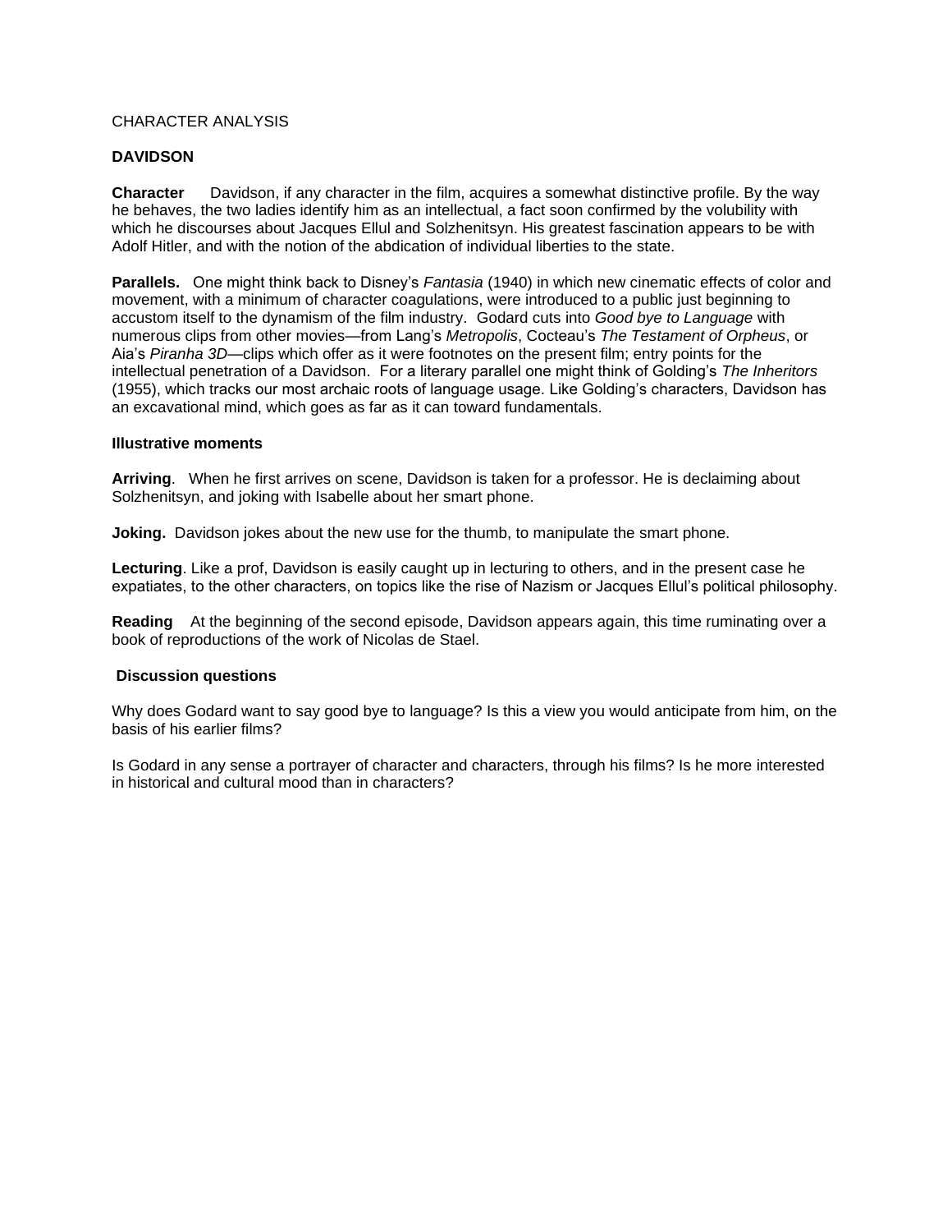CHARACTER ANALYSIS

**DAVIDSON**

**Character** Davidson, if any character in the film, acquires a somewhat distinctive profile. By the way he behaves, the two ladies identify him as an intellectual, a fact soon confirmed by the volubility with which he discourses about Jacques Ellul and Solzhenitsyn. His greatest fascination appears to be with Adolf Hitler, and with the notion of the abdication of individual liberties to the state.

**Parallels.** One might think back to Disney's *Fantasia* (1940) in which new cinematic effects of color and movement, with a minimum of character coagulations, were introduced to a public just beginning to accustom itself to the dynamism of the film industry. Godard cuts into *Good bye to Language* with numerous clips from other movies—from Lang's *Metropolis*, Cocteau's *The Testament of Orpheus*, or Aia's *Piranha 3D*—clips which offer as it were footnotes on the present film; entry points for the intellectual penetration of a Davidson. For a literary parallel one might think of Golding's *The Inheritors* (1955), which tracks our most archaic roots of language usage. Like Golding's characters, Davidson has an excavational mind, which goes as far as it can toward fundamentals.

**Illustrative moments**

**Arriving**. When he first arrives on scene, Davidson is taken for a professor. He is declaiming about Solzhenitsyn, and joking with Isabelle about her smart phone.

**Joking.** Davidson jokes about the new use for the thumb, to manipulate the smart phone.

**Lecturing**. Like a prof, Davidson is easily caught up in lecturing to others, and in the present case he expatiates, to the other characters, on topics like the rise of Nazism or Jacques Ellul's political philosophy.

**Reading** At the beginning of the second episode, Davidson appears again, this time ruminating over a book of reproductions of the work of Nicolas de Stael.

**Discussion questions**

Why does Godard want to say good bye to language? Is this a view you would anticipate from him, on the basis of his earlier films?

Is Godard in any sense a portrayer of character and characters, through his films? Is he more interested in historical and cultural mood than in characters?